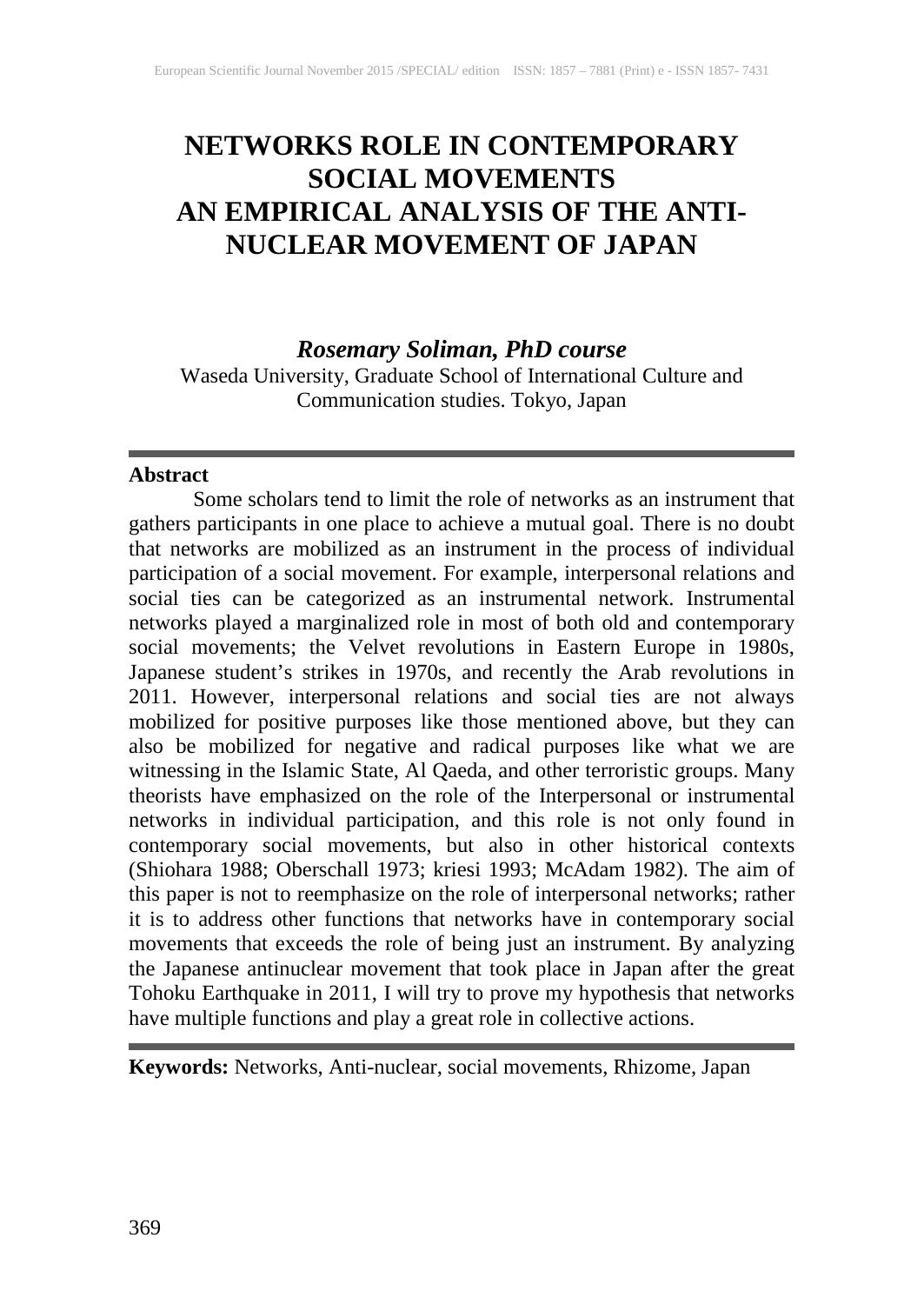# NETWORKS ROLE IN CONTEMPORARY SOCIAL MOVEMENTS AN EMPIRICAL ANALYSIS OF THE ANTI-NUCLEAR MOVEMENT OF JAPAN

***Rosemary Soliman, PhD course***

Waseda University, Graduate School of International Culture and Communication studies. Tokyo, Japan

---

**Abstract**

Some scholars tend to limit the role of networks as an instrument that gathers participants in one place to achieve a mutual goal. There is no doubt that networks are mobilized as an instrument in the process of individual participation of a social movement. For example, interpersonal relations and social ties can be categorized as an instrumental network. Instrumental networks played a marginalized role in most of both old and contemporary social movements; the Velvet revolutions in Eastern Europe in 1980s, Japanese student's strikes in 1970s, and recently the Arab revolutions in 2011. However, interpersonal relations and social ties are not always mobilized for positive purposes like those mentioned above, but they can also be mobilized for negative and radical purposes like what we are witnessing in the Islamic State, Al Qaeda, and other terroristic groups. Many theorists have emphasized on the role of the Interpersonal or instrumental networks in individual participation, and this role is not only found in contemporary social movements, but also in other historical contexts (Shiohara 1988; Oberschall 1973; kriesi 1993; McAdam 1982). The aim of this paper is not to reemphasize on the role of interpersonal networks; rather it is to address other functions that networks have in contemporary social movements that exceeds the role of being just an instrument. By analyzing the Japanese antinuclear movement that took place in Japan after the great Tohoku Earthquake in 2011, I will try to prove my hypothesis that networks have multiple functions and play a great role in collective actions.

---

**Keywords:** Networks, Anti-nuclear, social movements, Rhizome, Japan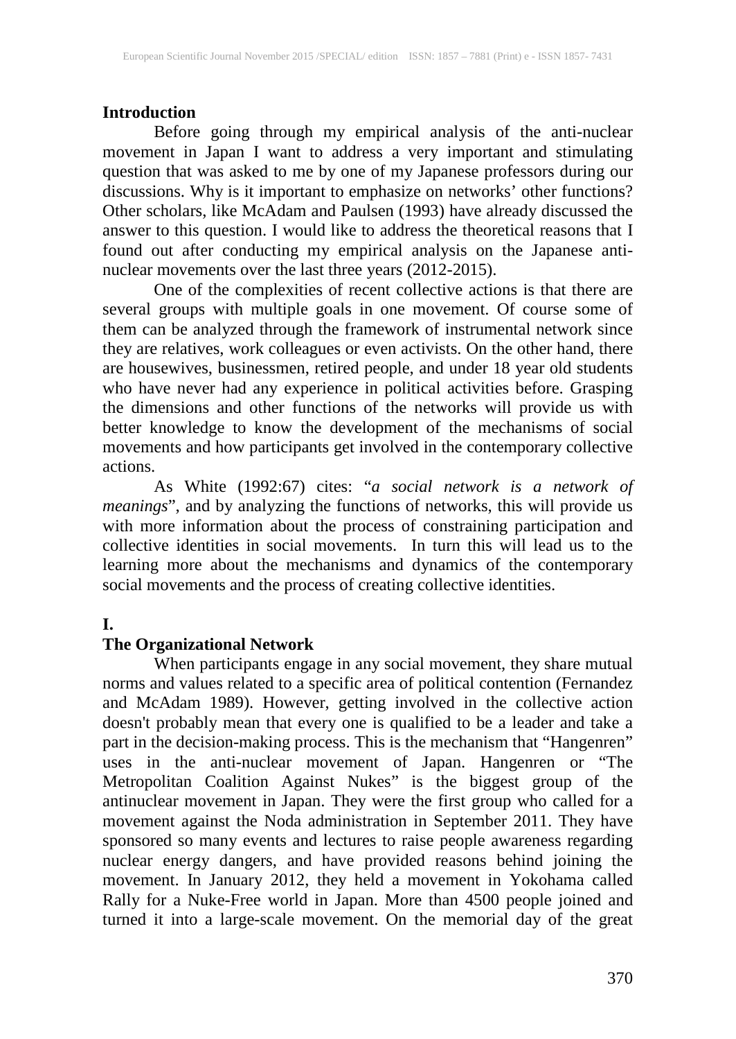## Introduction

Before going through my empirical analysis of the anti-nuclear movement in Japan I want to address a very important and stimulating question that was asked to me by one of my Japanese professors during our discussions. Why is it important to emphasize on networks' other functions? Other scholars, like McAdam and Paulsen (1993) have already discussed the answer to this question. I would like to address the theoretical reasons that I found out after conducting my empirical analysis on the Japanese anti-nuclear movements over the last three years (2012-2015).

One of the complexities of recent collective actions is that there are several groups with multiple goals in one movement. Of course some of them can be analyzed through the framework of instrumental network since they are relatives, work colleagues or even activists. On the other hand, there are housewives, businessmen, retired people, and under 18 year old students who have never had any experience in political activities before. Grasping the dimensions and other functions of the networks will provide us with better knowledge to know the development of the mechanisms of social movements and how participants get involved in the contemporary collective actions.

As White (1992:67) cites: "*a social network is a network of meanings*", and by analyzing the functions of networks, this will provide us with more information about the process of constraining participation and collective identities in social movements. In turn this will lead us to the learning more about the mechanisms and dynamics of the contemporary social movements and the process of creating collective identities.

## I.

## The Organizational Network

When participants engage in any social movement, they share mutual norms and values related to a specific area of political contention (Fernandez and McAdam 1989). However, getting involved in the collective action doesn't probably mean that every one is qualified to be a leader and take a part in the decision-making process. This is the mechanism that "Hangenren" uses in the anti-nuclear movement of Japan. Hangenren or "The Metropolitan Coalition Against Nukes" is the biggest group of the antinuclear movement in Japan. They were the first group who called for a movement against the Noda administration in September 2011. They have sponsored so many events and lectures to raise people awareness regarding nuclear energy dangers, and have provided reasons behind joining the movement. In January 2012, they held a movement in Yokohama called Rally for a Nuke-Free world in Japan. More than 4500 people joined and turned it into a large-scale movement. On the memorial day of the great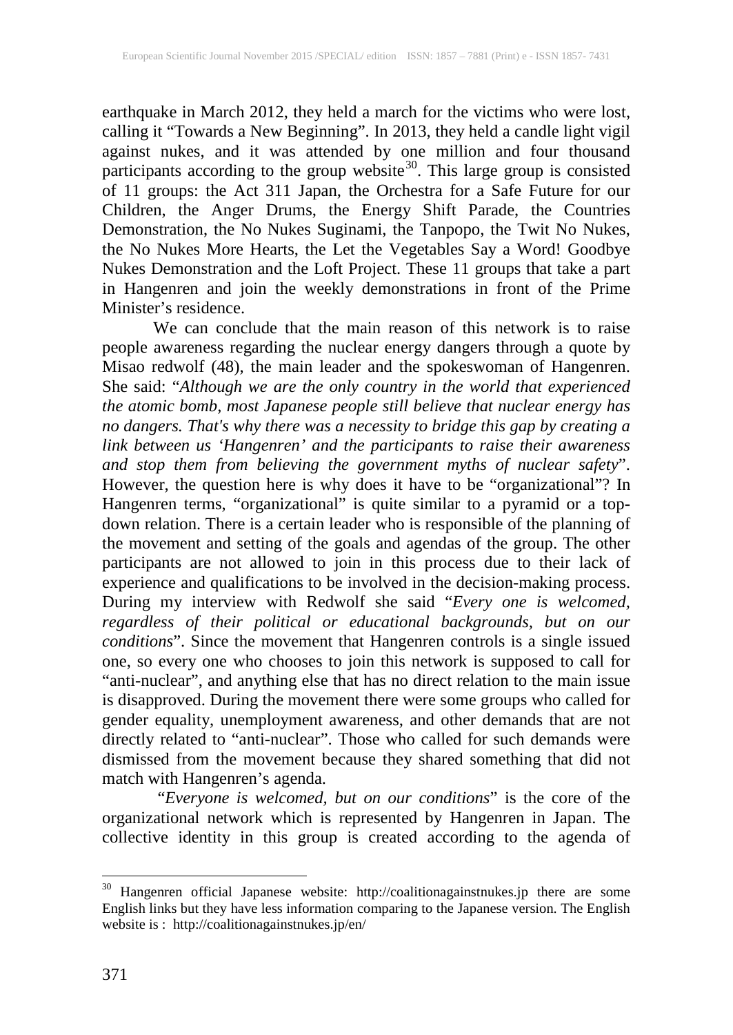earthquake in March 2012, they held a march for the victims who were lost, calling it "Towards a New Beginning". In 2013, they held a candle light vigil against nukes, and it was attended by one million and four thousand participants according to the group website[30]. This large group is consisted of 11 groups: the Act 311 Japan, the Orchestra for a Safe Future for our Children, the Anger Drums, the Energy Shift Parade, the Countries Demonstration, the No Nukes Suginami, the Tanpopo, the Twit No Nukes, the No Nukes More Hearts, the Let the Vegetables Say a Word! Goodbye Nukes Demonstration and the Loft Project. These 11 groups that take a part in Hangenren and join the weekly demonstrations in front of the Prime Minister's residence.

We can conclude that the main reason of this network is to raise people awareness regarding the nuclear energy dangers through a quote by Misao redwolf (48), the main leader and the spokeswoman of Hangenren. She said: "*Although we are the only country in the world that experienced the atomic bomb, most Japanese people still believe that nuclear energy has no dangers. That's why there was a necessity to bridge this gap by creating a link between us 'Hangenren' and the participants to raise their awareness and stop them from believing the government myths of nuclear safety*". However, the question here is why does it have to be "organizational"? In Hangenren terms, "organizational" is quite similar to a pyramid or a top-down relation. There is a certain leader who is responsible of the planning of the movement and setting of the goals and agendas of the group. The other participants are not allowed to join in this process due to their lack of experience and qualifications to be involved in the decision-making process. During my interview with Redwolf she said "*Every one is welcomed, regardless of their political or educational backgrounds, but on our conditions*". Since the movement that Hangenren controls is a single issued one, so every one who chooses to join this network is supposed to call for "anti-nuclear", and anything else that has no direct relation to the main issue is disapproved. During the movement there were some groups who called for gender equality, unemployment awareness, and other demands that are not directly related to "anti-nuclear". Those who called for such demands were dismissed from the movement because they shared something that did not match with Hangenren's agenda.

"*Everyone is welcomed, but on our conditions*" is the core of the organizational network which is represented by Hangenren in Japan. The collective identity in this group is created according to the agenda of

---

[30] Hangenren official Japanese website: http://coalitionagainstnukes.jp there are some English links but they have less information comparing to the Japanese version. The English website is : http://coalitionagainstnukes.jp/en/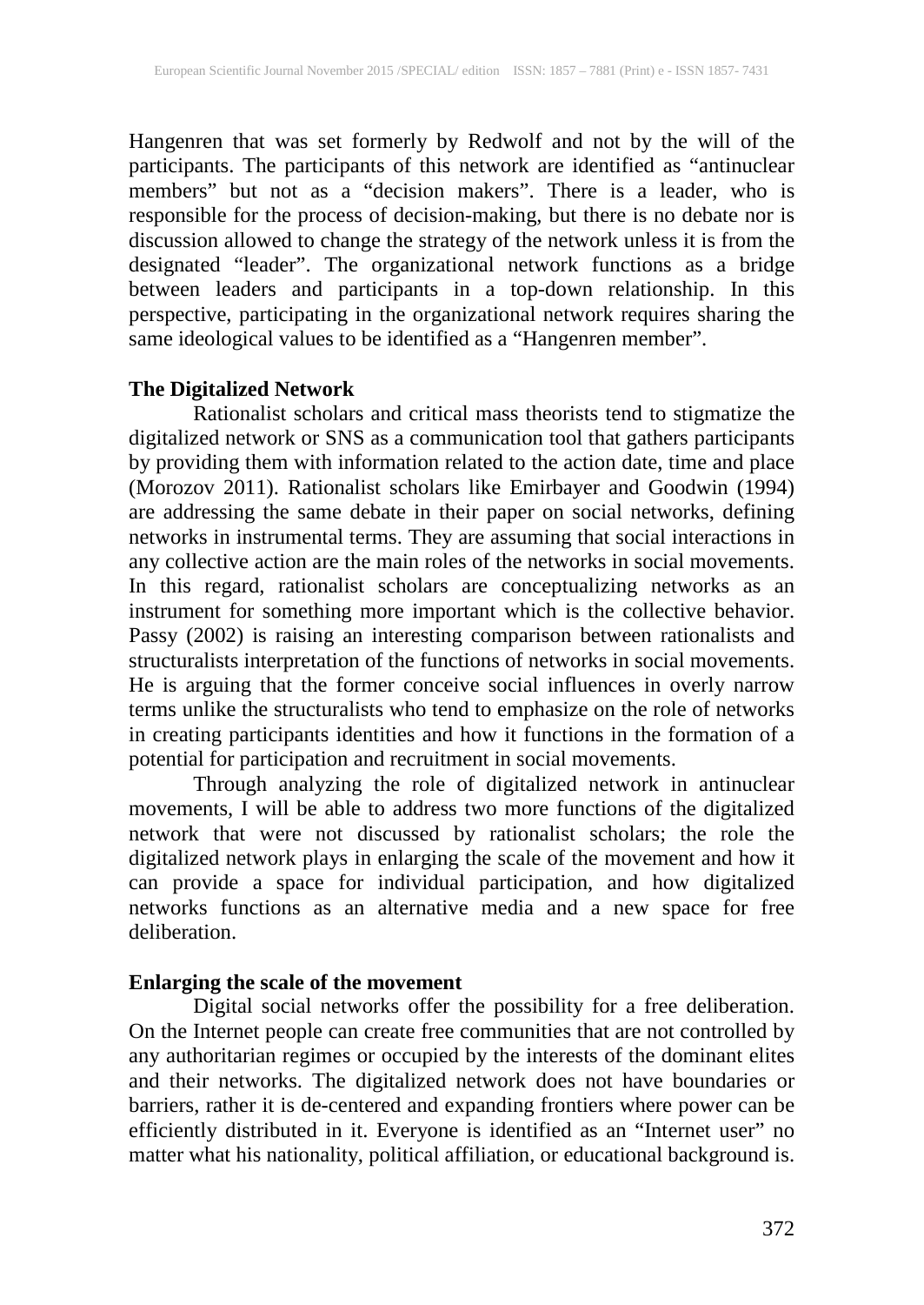Hangenren that was set formerly by Redwolf and not by the will of the participants. The participants of this network are identified as "antinuclear members" but not as a "decision makers". There is a leader, who is responsible for the process of decision-making, but there is no debate nor is discussion allowed to change the strategy of the network unless it is from the designated "leader". The organizational network functions as a bridge between leaders and participants in a top-down relationship. In this perspective, participating in the organizational network requires sharing the same ideological values to be identified as a "Hangenren member".

**The Digitalized Network**

Rationalist scholars and critical mass theorists tend to stigmatize the digitalized network or SNS as a communication tool that gathers participants by providing them with information related to the action date, time and place (Morozov 2011). Rationalist scholars like Emirbayer and Goodwin (1994) are addressing the same debate in their paper on social networks, defining networks in instrumental terms. They are assuming that social interactions in any collective action are the main roles of the networks in social movements. In this regard, rationalist scholars are conceptualizing networks as an instrument for something more important which is the collective behavior. Passy (2002) is raising an interesting comparison between rationalists and structuralists interpretation of the functions of networks in social movements. He is arguing that the former conceive social influences in overly narrow terms unlike the structuralists who tend to emphasize on the role of networks in creating participants identities and how it functions in the formation of a potential for participation and recruitment in social movements.

Through analyzing the role of digitalized network in antinuclear movements, I will be able to address two more functions of the digitalized network that were not discussed by rationalist scholars; the role the digitalized network plays in enlarging the scale of the movement and how it can provide a space for individual participation, and how digitalized networks functions as an alternative media and a new space for free deliberation.

**Enlarging the scale of the movement**

Digital social networks offer the possibility for a free deliberation. On the Internet people can create free communities that are not controlled by any authoritarian regimes or occupied by the interests of the dominant elites and their networks. The digitalized network does not have boundaries or barriers, rather it is de-centered and expanding frontiers where power can be efficiently distributed in it. Everyone is identified as an "Internet user" no matter what his nationality, political affiliation, or educational background is.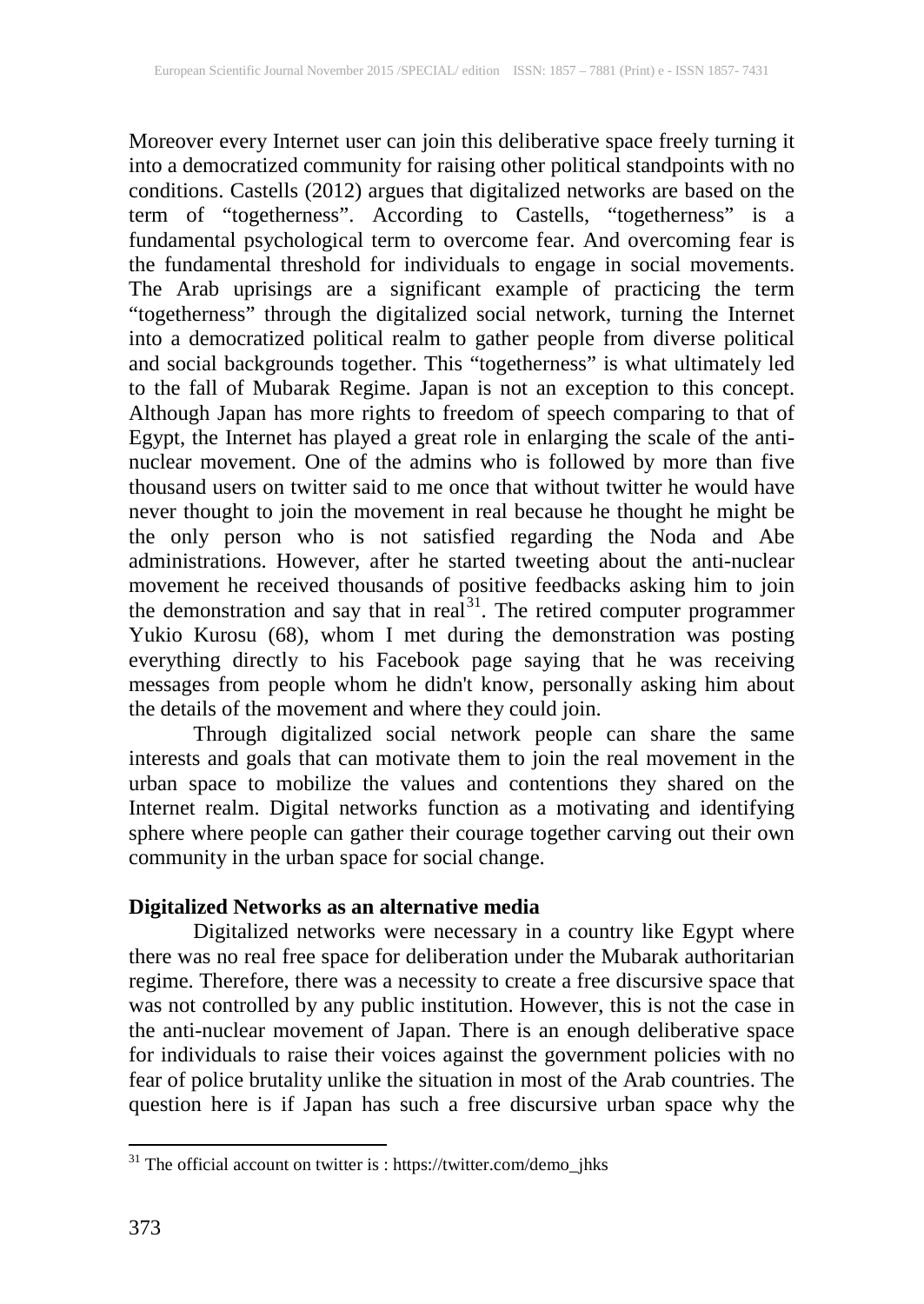Moreover every Internet user can join this deliberative space freely turning it into a democratized community for raising other political standpoints with no conditions. Castells (2012) argues that digitalized networks are based on the term of "togetherness". According to Castells, "togetherness" is a fundamental psychological term to overcome fear. And overcoming fear is the fundamental threshold for individuals to engage in social movements. The Arab uprisings are a significant example of practicing the term "togetherness" through the digitalized social network, turning the Internet into a democratized political realm to gather people from diverse political and social backgrounds together. This "togetherness" is what ultimately led to the fall of Mubarak Regime. Japan is not an exception to this concept. Although Japan has more rights to freedom of speech comparing to that of Egypt, the Internet has played a great role in enlarging the scale of the anti-nuclear movement. One of the admins who is followed by more than five thousand users on twitter said to me once that without twitter he would have never thought to join the movement in real because he thought he might be the only person who is not satisfied regarding the Noda and Abe administrations. However, after he started tweeting about the anti-nuclear movement he received thousands of positive feedbacks asking him to join the demonstration and say that in real[31]. The retired computer programmer Yukio Kurosu (68), whom I met during the demonstration was posting everything directly to his Facebook page saying that he was receiving messages from people whom he didn't know, personally asking him about the details of the movement and where they could join.

Through digitalized social network people can share the same interests and goals that can motivate them to join the real movement in the urban space to mobilize the values and contentions they shared on the Internet realm. Digital networks function as a motivating and identifying sphere where people can gather their courage together carving out their own community in the urban space for social change.

**Digitalized Networks as an alternative media**

Digitalized networks were necessary in a country like Egypt where there was no real free space for deliberation under the Mubarak authoritarian regime. Therefore, there was a necessity to create a free discursive space that was not controlled by any public institution. However, this is not the case in the anti-nuclear movement of Japan. There is an enough deliberative space for individuals to raise their voices against the government policies with no fear of police brutality unlike the situation in most of the Arab countries. The question here is if Japan has such a free discursive urban space why the

[31] The official account on twitter is : https://twitter.com/demo_jhks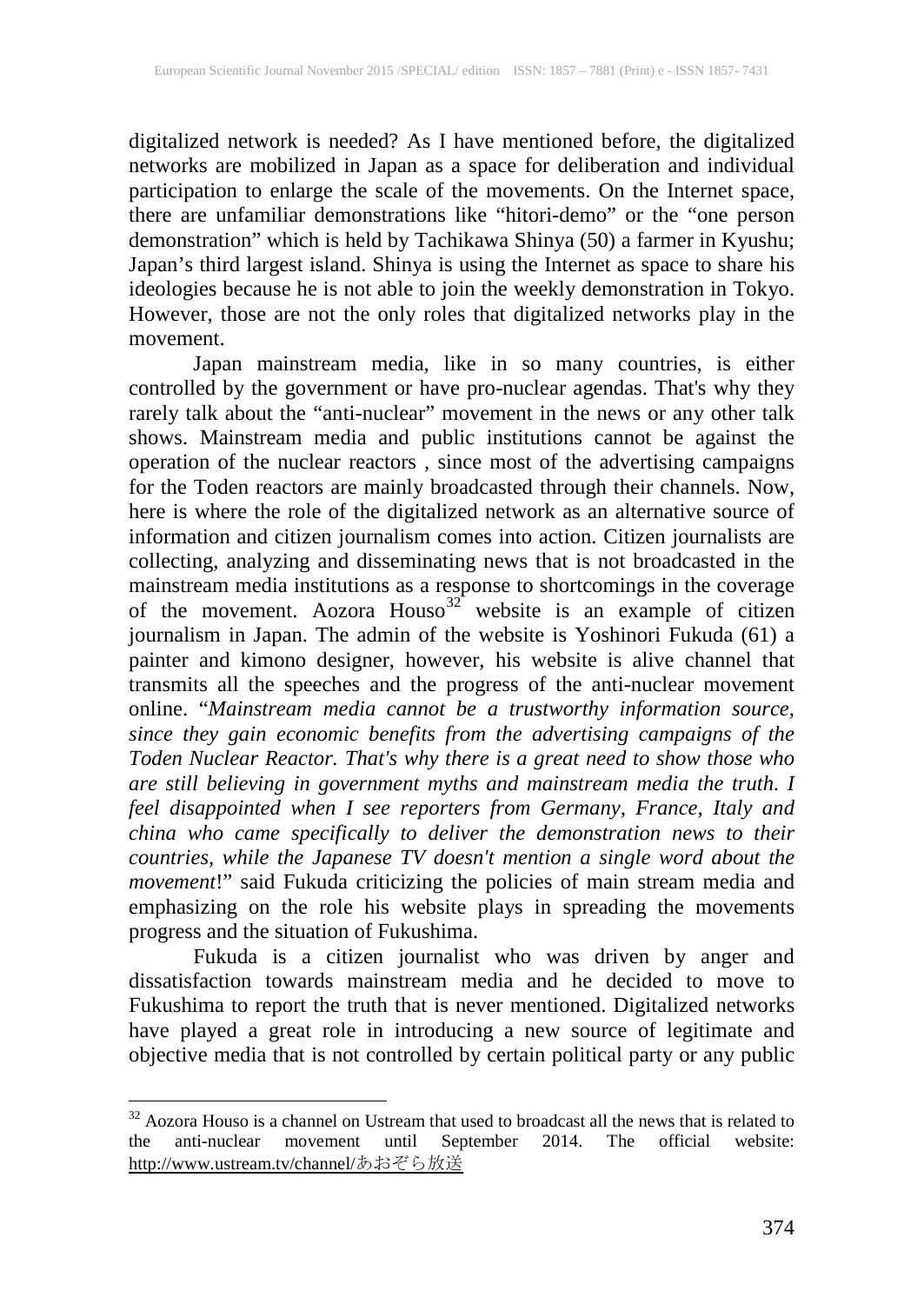digitalized network is needed? As I have mentioned before, the digitalized networks are mobilized in Japan as a space for deliberation and individual participation to enlarge the scale of the movements. On the Internet space, there are unfamiliar demonstrations like "hitori-demo" or the "one person demonstration" which is held by Tachikawa Shinya (50) a farmer in Kyushu; Japan's third largest island. Shinya is using the Internet as space to share his ideologies because he is not able to join the weekly demonstration in Tokyo. However, those are not the only roles that digitalized networks play in the movement.

Japan mainstream media, like in so many countries, is either controlled by the government or have pro-nuclear agendas. That's why they rarely talk about the "anti-nuclear" movement in the news or any other talk shows. Mainstream media and public institutions cannot be against the operation of the nuclear reactors , since most of the advertising campaigns for the Toden reactors are mainly broadcasted through their channels. Now, here is where the role of the digitalized network as an alternative source of information and citizen journalism comes into action. Citizen journalists are collecting, analyzing and disseminating news that is not broadcasted in the mainstream media institutions as a response to shortcomings in the coverage of the movement. Aozora Houso[32] website is an example of citizen journalism in Japan. The admin of the website is Yoshinori Fukuda (61) a painter and kimono designer, however, his website is alive channel that transmits all the speeches and the progress of the anti-nuclear movement online. "*Mainstream media cannot be a trustworthy information source, since they gain economic benefits from the advertising campaigns of the Toden Nuclear Reactor. That's why there is a great need to show those who are still believing in government myths and mainstream media the truth. I feel disappointed when I see reporters from Germany, France, Italy and china who came specifically to deliver the demonstration news to their countries, while the Japanese TV doesn't mention a single word about the movement*!" said Fukuda criticizing the policies of main stream media and emphasizing on the role his website plays in spreading the movements progress and the situation of Fukushima.

Fukuda is a citizen journalist who was driven by anger and dissatisfaction towards mainstream media and he decided to move to Fukushima to report the truth that is never mentioned. Digitalized networks have played a great role in introducing a new source of legitimate and objective media that is not controlled by certain political party or any public

[32] Aozora Houso is a channel on Ustream that used to broadcast all the news that is related to the anti-nuclear movement until September 2014. The official website: http://www.ustream.tv/channel/あおぞら放送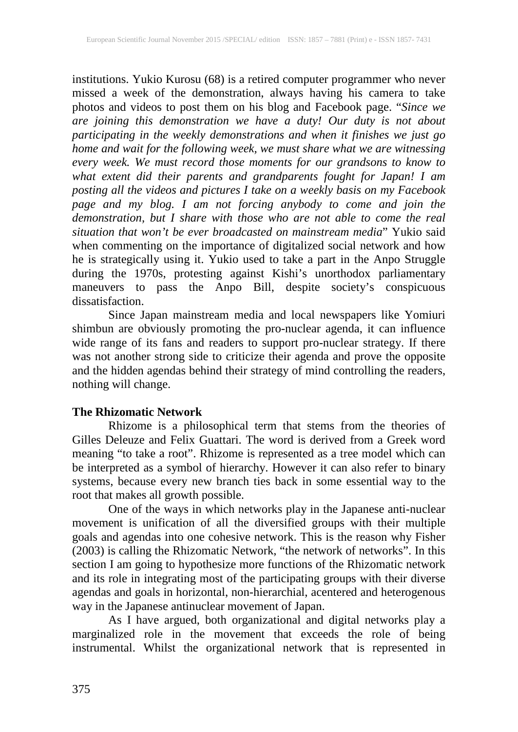institutions. Yukio Kurosu (68) is a retired computer programmer who never missed a week of the demonstration, always having his camera to take photos and videos to post them on his blog and Facebook page. "*Since we are joining this demonstration we have a duty! Our duty is not about participating in the weekly demonstrations and when it finishes we just go home and wait for the following week, we must share what we are witnessing every week. We must record those moments for our grandsons to know to what extent did their parents and grandparents fought for Japan! I am posting all the videos and pictures I take on a weekly basis on my Facebook page and my blog. I am not forcing anybody to come and join the demonstration, but I share with those who are not able to come the real situation that won't be ever broadcasted on mainstream media*" Yukio said when commenting on the importance of digitalized social network and how he is strategically using it. Yukio used to take a part in the Anpo Struggle during the 1970s, protesting against Kishi's unorthodox parliamentary maneuvers to pass the Anpo Bill, despite society's conspicuous dissatisfaction.

Since Japan mainstream media and local newspapers like Yomiuri shimbun are obviously promoting the pro-nuclear agenda, it can influence wide range of its fans and readers to support pro-nuclear strategy. If there was not another strong side to criticize their agenda and prove the opposite and the hidden agendas behind their strategy of mind controlling the readers, nothing will change.

**The Rhizomatic Network**

Rhizome is a philosophical term that stems from the theories of Gilles Deleuze and Felix Guattari. The word is derived from a Greek word meaning "to take a root". Rhizome is represented as a tree model which can be interpreted as a symbol of hierarchy. However it can also refer to binary systems, because every new branch ties back in some essential way to the root that makes all growth possible.

One of the ways in which networks play in the Japanese anti-nuclear movement is unification of all the diversified groups with their multiple goals and agendas into one cohesive network. This is the reason why Fisher (2003) is calling the Rhizomatic Network, "the network of networks". In this section I am going to hypothesize more functions of the Rhizomatic network and its role in integrating most of the participating groups with their diverse agendas and goals in horizontal, non-hierarchial, acentered and heterogenous way in the Japanese antinuclear movement of Japan.

As I have argued, both organizational and digital networks play a marginalized role in the movement that exceeds the role of being instrumental. Whilst the organizational network that is represented in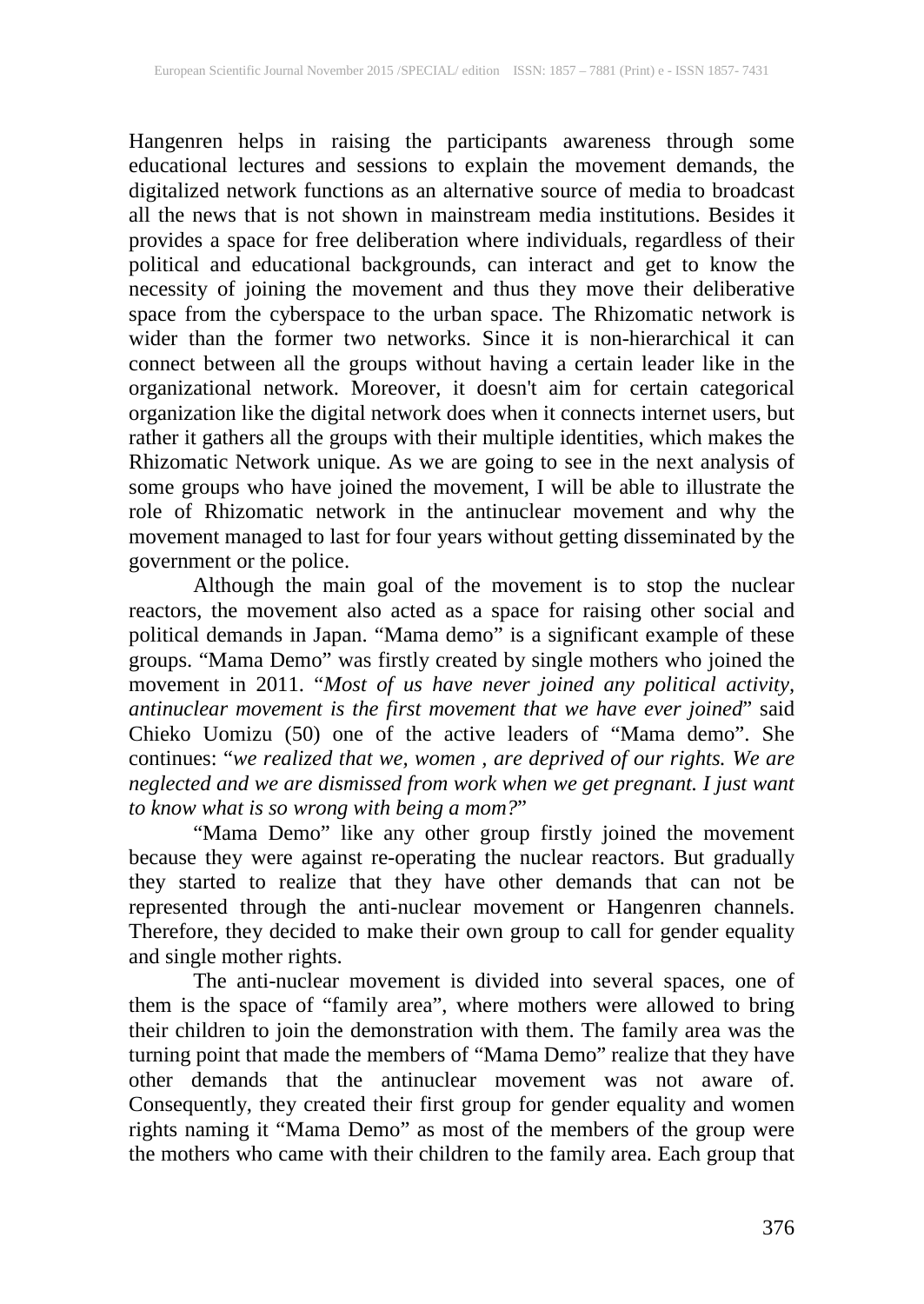Hangenren helps in raising the participants awareness through some educational lectures and sessions to explain the movement demands, the digitalized network functions as an alternative source of media to broadcast all the news that is not shown in mainstream media institutions. Besides it provides a space for free deliberation where individuals, regardless of their political and educational backgrounds, can interact and get to know the necessity of joining the movement and thus they move their deliberative space from the cyberspace to the urban space. The Rhizomatic network is wider than the former two networks. Since it is non-hierarchical it can connect between all the groups without having a certain leader like in the organizational network. Moreover, it doesn't aim for certain categorical organization like the digital network does when it connects internet users, but rather it gathers all the groups with their multiple identities, which makes the Rhizomatic Network unique. As we are going to see in the next analysis of some groups who have joined the movement, I will be able to illustrate the role of Rhizomatic network in the antinuclear movement and why the movement managed to last for four years without getting disseminated by the government or the police.

Although the main goal of the movement is to stop the nuclear reactors, the movement also acted as a space for raising other social and political demands in Japan. "Mama demo" is a significant example of these groups. "Mama Demo" was firstly created by single mothers who joined the movement in 2011. "*Most of us have never joined any political activity, antinuclear movement is the first movement that we have ever joined*" said Chieko Uomizu (50) one of the active leaders of "Mama demo". She continues: "*we realized that we, women , are deprived of our rights. We are neglected and we are dismissed from work when we get pregnant. I just want to know what is so wrong with being a mom?*"

"Mama Demo" like any other group firstly joined the movement because they were against re-operating the nuclear reactors. But gradually they started to realize that they have other demands that can not be represented through the anti-nuclear movement or Hangenren channels. Therefore, they decided to make their own group to call for gender equality and single mother rights.

The anti-nuclear movement is divided into several spaces, one of them is the space of "family area", where mothers were allowed to bring their children to join the demonstration with them. The family area was the turning point that made the members of "Mama Demo" realize that they have other demands that the antinuclear movement was not aware of. Consequently, they created their first group for gender equality and women rights naming it "Mama Demo" as most of the members of the group were the mothers who came with their children to the family area. Each group that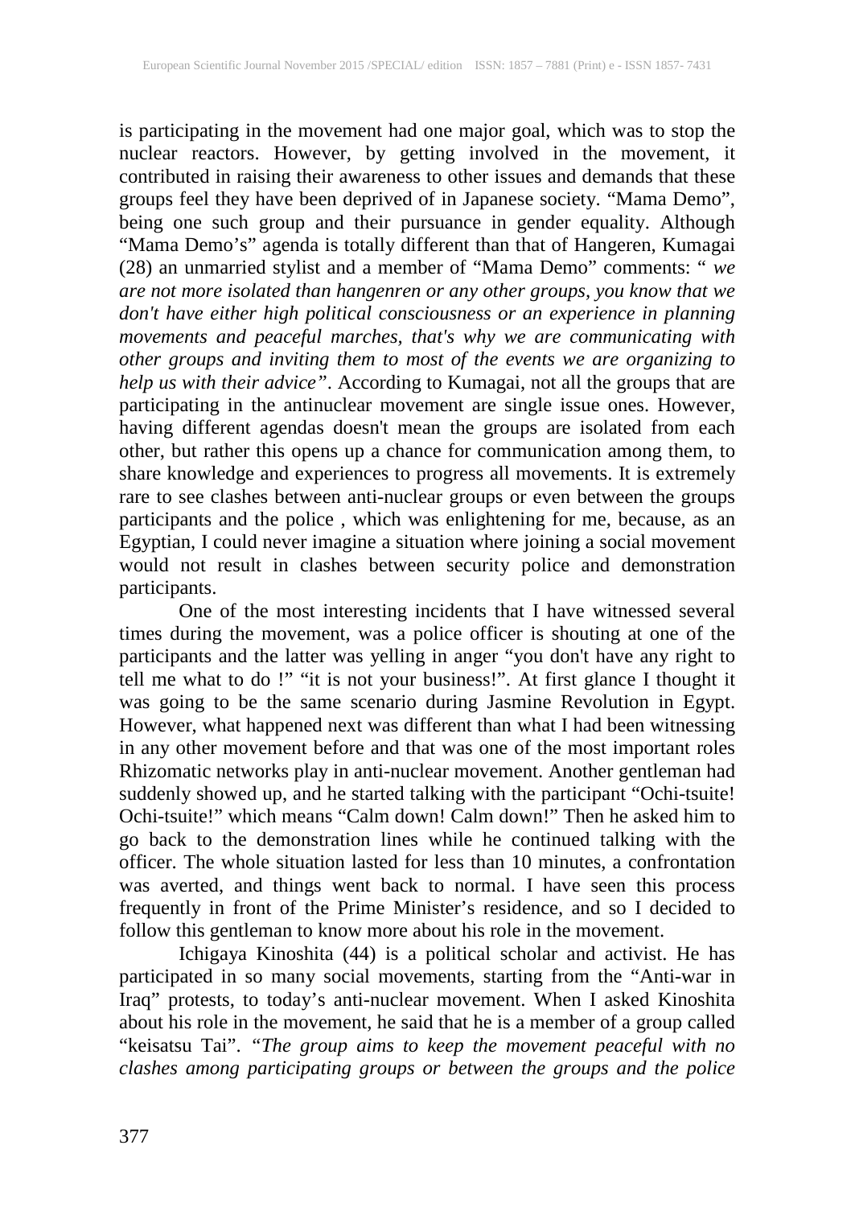is participating in the movement had one major goal, which was to stop the nuclear reactors. However, by getting involved in the movement, it contributed in raising their awareness to other issues and demands that these groups feel they have been deprived of in Japanese society. "Mama Demo", being one such group and their pursuance in gender equality. Although "Mama Demo's" agenda is totally different than that of Hangeren, Kumagai (28) an unmarried stylist and a member of "Mama Demo" comments: " *we are not more isolated than hangenren or any other groups, you know that we don't have either high political consciousness or an experience in planning movements and peaceful marches, that's why we are communicating with other groups and inviting them to most of the events we are organizing to help us with their advice"*. According to Kumagai, not all the groups that are participating in the antinuclear movement are single issue ones. However, having different agendas doesn't mean the groups are isolated from each other, but rather this opens up a chance for communication among them, to share knowledge and experiences to progress all movements. It is extremely rare to see clashes between anti-nuclear groups or even between the groups participants and the police , which was enlightening for me, because, as an Egyptian, I could never imagine a situation where joining a social movement would not result in clashes between security police and demonstration participants.

One of the most interesting incidents that I have witnessed several times during the movement, was a police officer is shouting at one of the participants and the latter was yelling in anger "you don't have any right to tell me what to do !" "it is not your business!". At first glance I thought it was going to be the same scenario during Jasmine Revolution in Egypt. However, what happened next was different than what I had been witnessing in any other movement before and that was one of the most important roles Rhizomatic networks play in anti-nuclear movement. Another gentleman had suddenly showed up, and he started talking with the participant "Ochi-tsuite! Ochi-tsuite!" which means "Calm down! Calm down!" Then he asked him to go back to the demonstration lines while he continued talking with the officer. The whole situation lasted for less than 10 minutes, a confrontation was averted, and things went back to normal. I have seen this process frequently in front of the Prime Minister's residence, and so I decided to follow this gentleman to know more about his role in the movement.

Ichigaya Kinoshita (44) is a political scholar and activist. He has participated in so many social movements, starting from the "Anti-war in Iraq" protests, to today's anti-nuclear movement. When I asked Kinoshita about his role in the movement, he said that he is a member of a group called "keisatsu Tai". *"The group aims to keep the movement peaceful with no clashes among participating groups or between the groups and the police*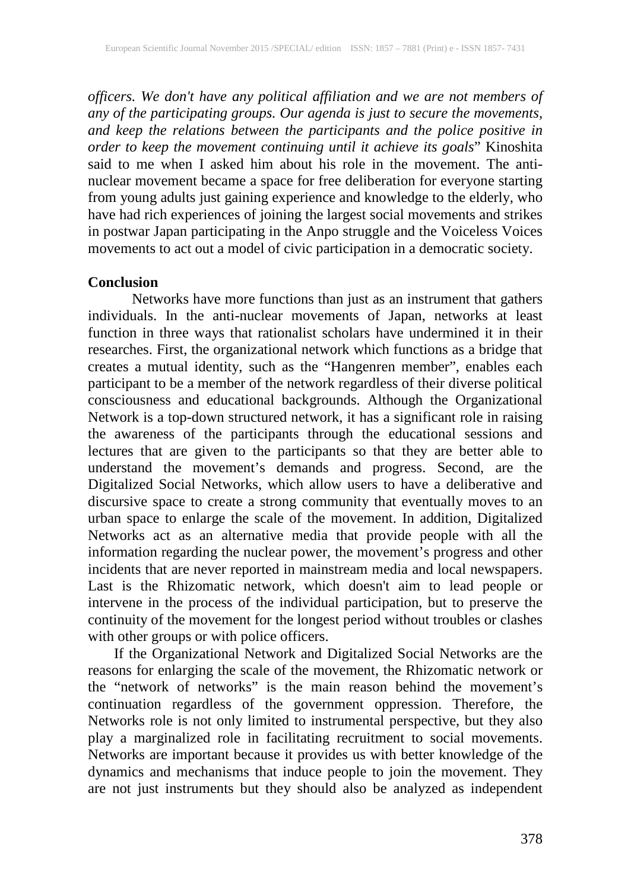*officers. We don't have any political affiliation and we are not members of any of the participating groups. Our agenda is just to secure the movements, and keep the relations between the participants and the police positive in order to keep the movement continuing until it achieve its goals*" Kinoshita said to me when I asked him about his role in the movement. The anti-nuclear movement became a space for free deliberation for everyone starting from young adults just gaining experience and knowledge to the elderly, who have had rich experiences of joining the largest social movements and strikes in postwar Japan participating in the Anpo struggle and the Voiceless Voices movements to act out a model of civic participation in a democratic society.

**Conclusion**

Networks have more functions than just as an instrument that gathers individuals. In the anti-nuclear movements of Japan, networks at least function in three ways that rationalist scholars have undermined it in their researches. First, the organizational network which functions as a bridge that creates a mutual identity, such as the "Hangenren member", enables each participant to be a member of the network regardless of their diverse political consciousness and educational backgrounds. Although the Organizational Network is a top-down structured network, it has a significant role in raising the awareness of the participants through the educational sessions and lectures that are given to the participants so that they are better able to understand the movement's demands and progress. Second, are the Digitalized Social Networks, which allow users to have a deliberative and discursive space to create a strong community that eventually moves to an urban space to enlarge the scale of the movement. In addition, Digitalized Networks act as an alternative media that provide people with all the information regarding the nuclear power, the movement's progress and other incidents that are never reported in mainstream media and local newspapers. Last is the Rhizomatic network, which doesn't aim to lead people or intervene in the process of the individual participation, but to preserve the continuity of the movement for the longest period without troubles or clashes with other groups or with police officers.

If the Organizational Network and Digitalized Social Networks are the reasons for enlarging the scale of the movement, the Rhizomatic network or the "network of networks" is the main reason behind the movement's continuation regardless of the government oppression. Therefore, the Networks role is not only limited to instrumental perspective, but they also play a marginalized role in facilitating recruitment to social movements. Networks are important because it provides us with better knowledge of the dynamics and mechanisms that induce people to join the movement. They are not just instruments but they should also be analyzed as independent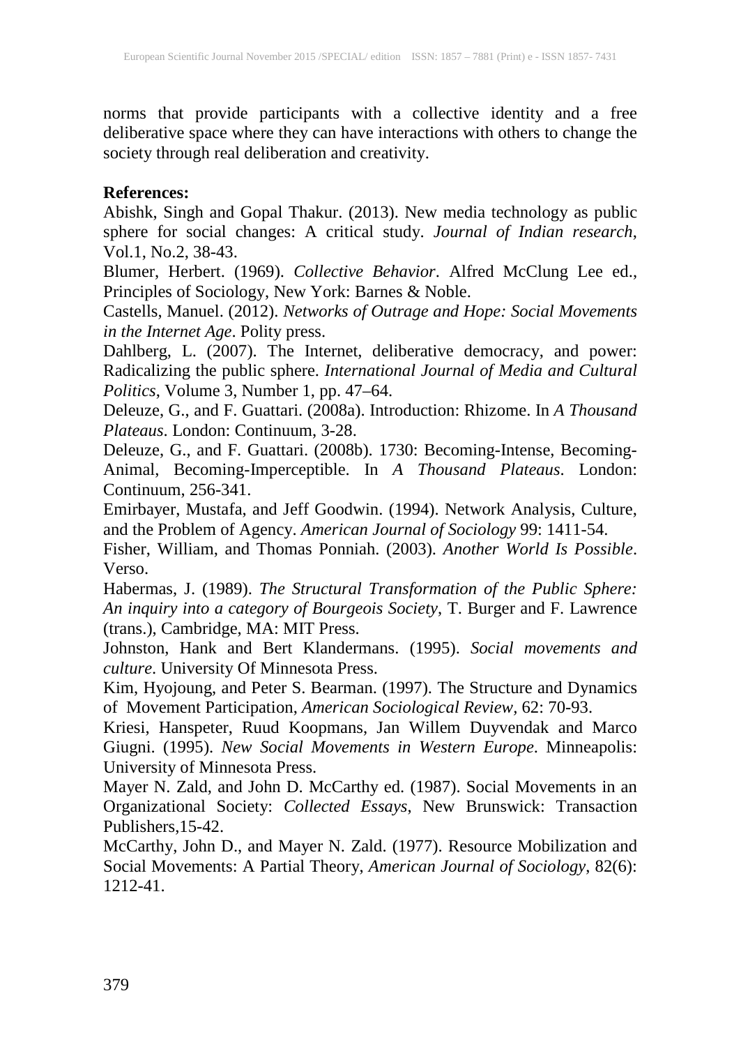norms that provide participants with a collective identity and a free deliberative space where they can have interactions with others to change the society through real deliberation and creativity.

**References:**

Abishk, Singh and Gopal Thakur. (2013). New media technology as public sphere for social changes: A critical study. *Journal of Indian research*, Vol.1, No.2, 38-43.

Blumer, Herbert. (1969). *Collective Behavior*. Alfred McClung Lee ed., Principles of Sociology, New York: Barnes & Noble.

Castells, Manuel. (2012). *Networks of Outrage and Hope: Social Movements in the Internet Age*. Polity press.

Dahlberg, L. (2007). The Internet, deliberative democracy, and power: Radicalizing the public sphere. *International Journal of Media and Cultural Politics*, Volume 3, Number 1, pp. 47–64.

Deleuze, G., and F. Guattari. (2008a). Introduction: Rhizome. In *A Thousand Plateaus*. London: Continuum, 3-28.

Deleuze, G., and F. Guattari. (2008b). 1730: Becoming-Intense, Becoming-Animal, Becoming-Imperceptible. In *A Thousand Plateaus*. London: Continuum, 256-341.

Emirbayer, Mustafa, and Jeff Goodwin. (1994). Network Analysis, Culture, and the Problem of Agency. *American Journal of Sociology* 99: 1411-54.

Fisher, William, and Thomas Ponniah. (2003). *Another World Is Possible*. Verso.

Habermas, J. (1989). *The Structural Transformation of the Public Sphere: An inquiry into a category of Bourgeois Society*, T. Burger and F. Lawrence (trans.), Cambridge, MA: MIT Press.

Johnston, Hank and Bert Klandermans. (1995). *Social movements and culture*. University Of Minnesota Press.

Kim, Hyojoung, and Peter S. Bearman. (1997). The Structure and Dynamics of Movement Participation, *American Sociological Review*, 62: 70-93.

Kriesi, Hanspeter, Ruud Koopmans, Jan Willem Duyvendak and Marco Giugni. (1995). *New Social Movements in Western Europe*. Minneapolis: University of Minnesota Press.

Mayer N. Zald, and John D. McCarthy ed. (1987). Social Movements in an Organizational Society: *Collected Essays*, New Brunswick: Transaction Publishers,15-42.

McCarthy, John D., and Mayer N. Zald. (1977). Resource Mobilization and Social Movements: A Partial Theory, *American Journal of Sociology*, 82(6): 1212-41.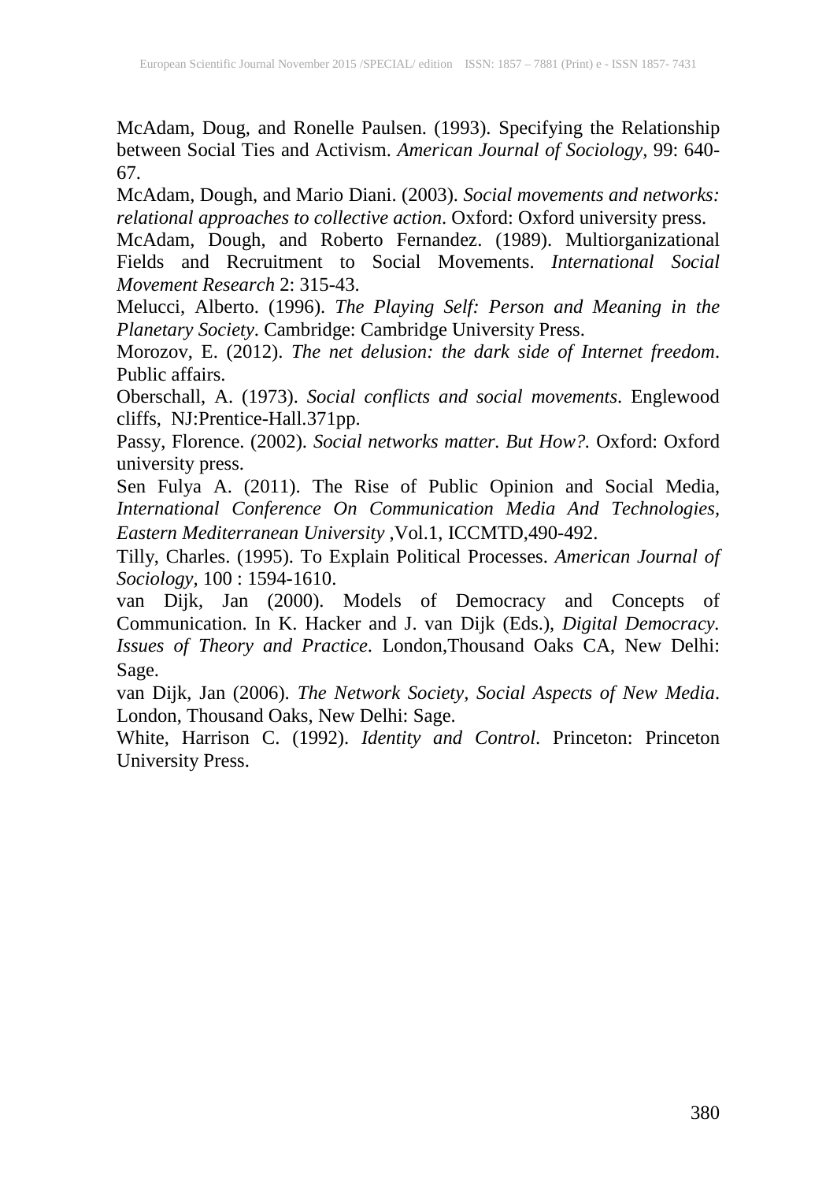McAdam, Doug, and Ronelle Paulsen. (1993). Specifying the Relationship between Social Ties and Activism. *American Journal of Sociology,* 99: 640-67.

McAdam, Dough, and Mario Diani. (2003). *Social movements and networks: relational approaches to collective action*. Oxford: Oxford university press.

McAdam, Dough, and Roberto Fernandez. (1989). Multiorganizational Fields and Recruitment to Social Movements. *International Social Movement Research* 2: 315-43.

Melucci, Alberto. (1996). *The Playing Self: Person and Meaning in the Planetary Society*. Cambridge: Cambridge University Press.

Morozov, E. (2012). *The net delusion: the dark side of Internet freedom*. Public affairs.

Oberschall, A. (1973). *Social conflicts and social movements*. Englewood cliffs, NJ:Prentice-Hall.371pp.

Passy, Florence. (2002). *Social networks matter. But How?.* Oxford: Oxford university press.

Sen Fulya A. (2011). The Rise of Public Opinion and Social Media, *International Conference On Communication Media And Technologies, Eastern Mediterranean University* ,Vol.1, ICCMTD,490-492.

Tilly, Charles. (1995). To Explain Political Processes. *American Journal of Sociology,* 100 : 1594-1610.

van Dijk, Jan (2000). Models of Democracy and Concepts of Communication. In K. Hacker and J. van Dijk (Eds.), *Digital Democracy. Issues of Theory and Practice*. London,Thousand Oaks CA, New Delhi: Sage.

van Dijk, Jan (2006). *The Network Society, Social Aspects of New Media*. London, Thousand Oaks, New Delhi: Sage.

White, Harrison C. (1992). *Identity and Control*. Princeton: Princeton University Press.